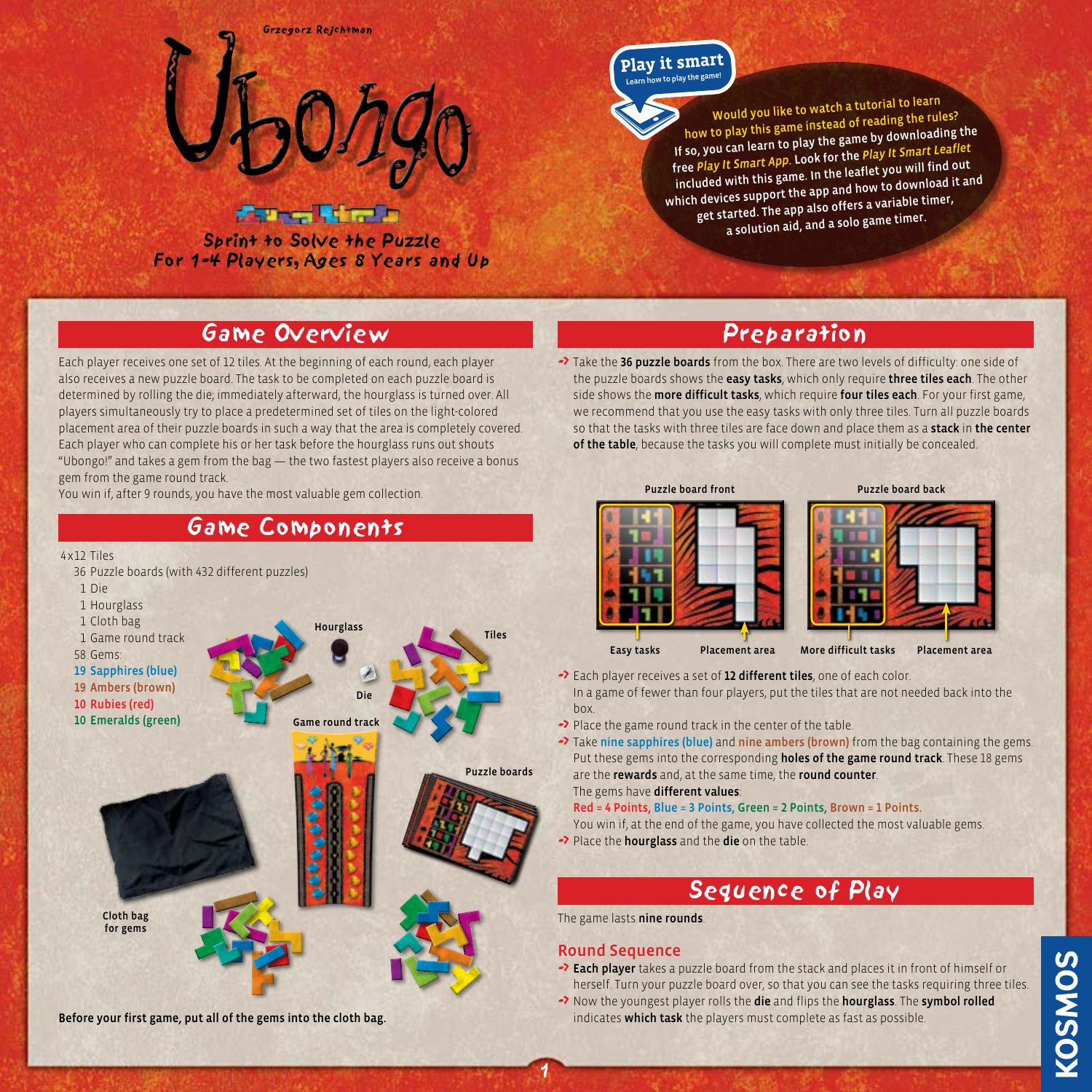Grzegorz Rejchtman

# Ubongo

Sprint to Solve the Puzzle
For 1-4 Players, Ages 8 Years and Up

**Play it smart**
Learn how to play the game!

Would you like to watch a tutorial to learn how to play this game instead of reading the rules? If so, you can learn to play the game by downloading the free *Play It Smart App*. Look for the *Play It Smart Leaflet* included with this game. In the leaflet you will find out which devices support the app and how to download it and get started. The app also offers a variable timer, a solution aid, and a solo game timer.

## Game Overview

Each player receives one set of 12 tiles. At the beginning of each round, each player also receives a new puzzle board. The task to be completed on each puzzle board is determined by rolling the die; immediately afterward, the hourglass is turned over. All players simultaneously try to place a predetermined set of tiles on the light-colored placement area of their puzzle boards in such a way that the area is completely covered. Each player who can complete his or her task before the hourglass runs out shouts "Ubongo!" and takes a gem from the bag — the two fastest players also receive a bonus gem from the game round track.
You win if, after 9 rounds, you have the most valuable gem collection.

## Game Components

- 4x12 Tiles
- 36 Puzzle boards (with 432 different puzzles)
- 1 Die
- 1 Hourglass
- 1 Cloth bag
- 1 Game round track
- 58 Gems:
  - 19 Sapphires (blue)
  - 19 Ambers (brown)
  - 10 Rubies (red)
  - 10 Emeralds (green)

Hourglass — Tiles — Die — Game round track — Puzzle boards — Cloth bag for gems

**Before your first game, put all of the gems into the cloth bag.**

## Preparation

- Take the **36 puzzle boards** from the box. There are two levels of difficulty: one side of the puzzle boards shows the **easy tasks**, which only require **three tiles each**. The other side shows the **more difficult tasks**, which require **four tiles each**. For your first game, we recommend that you use the easy tasks with only three tiles. Turn all puzzle boards so that the tasks with three tiles are face down and place them as a **stack** in **the center of the table**, because the tasks you will complete must initially be concealed.

Puzzle board front: Easy tasks — Placement area
Puzzle board back: More difficult tasks — Placement area

- Each player receives a set of **12 different tiles**, one of each color.
  In a game of fewer than four players, put the tiles that are not needed back into the box.
- Place the game round track in the center of the table.
- Take **nine sapphires (blue)** and **nine ambers (brown)** from the bag containing the gems. Put these gems into the corresponding **holes of the game round track**. These 18 gems are the **rewards** and, at the same time, the **round counter**.
  The gems have **different values**:
  Red = 4 Points, Blue = 3 Points, Green = 2 Points, Brown = 1 Points.
  You win if, at the end of the game, you have collected the most valuable gems.
- Place the **hourglass** and the **die** on the table.

## Sequence of Play

The game lasts **nine rounds**.

### Round Sequence

- **Each player** takes a puzzle board from the stack and places it in front of himself or herself. Turn your puzzle board over, so that you can see the tasks requiring three tiles.
- Now the youngest player rolls the **die** and flips the **hourglass**. The **symbol rolled** indicates **which task** the players must complete as fast as possible.

KOSMOS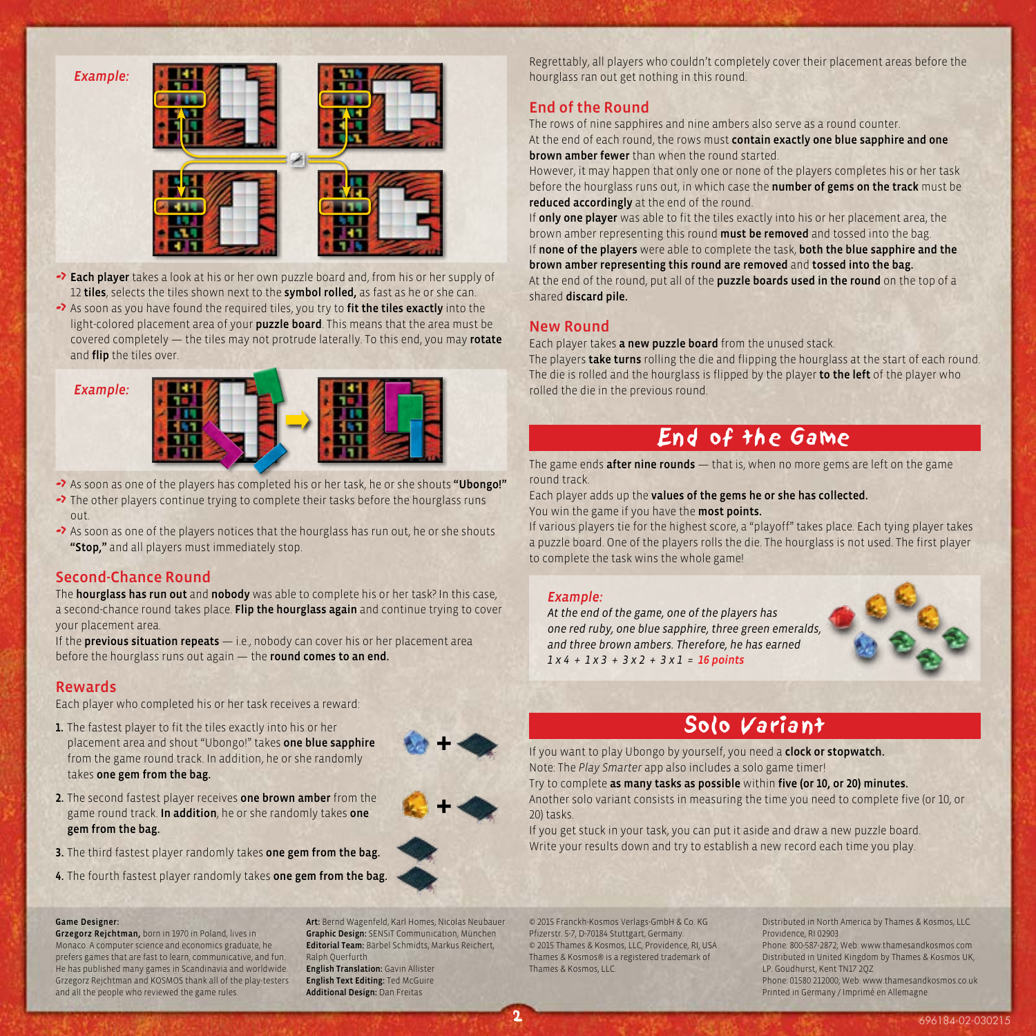*Example:*

- Each player takes a look at his or her own puzzle board and, from his or her supply of 12 **tiles**, selects the tiles shown next to the **symbol rolled,** as fast as he or she can.
- As soon as you have found the required tiles, you try to **fit the tiles exactly** into the light-colored placement area of your **puzzle board**. This means that the area must be covered completely — the tiles may not protrude laterally. To this end, you may **rotate** and **flip** the tiles over.

*Example:*

- As soon as one of the players has completed his or her task, he or she shouts **"Ubongo!"**
- The other players continue trying to complete their tasks before the hourglass runs out.
- As soon as one of the players notices that the hourglass has run out, he or she shouts **"Stop,"** and all players must immediately stop.

## Second-Chance Round

The **hourglass has run out** and **nobody** was able to complete his or her task? In this case, a second-chance round takes place. **Flip the hourglass again** and continue trying to cover your placement area.

If the **previous situation repeats** — i.e., nobody can cover his or her placement area before the hourglass runs out again — the **round comes to an end.**

## Rewards

Each player who completed his or her task receives a reward:

1. The fastest player to fit the tiles exactly into his or her placement area and shout "Ubongo!" takes **one blue sapphire** from the game round track. In addition, he or she randomly takes **one gem from the bag.**
2. The second fastest player receives **one brown amber** from the game round track. **In addition**, he or she randomly takes **one gem from the bag.**
3. The third fastest player randomly takes **one gem from the bag.**
4. The fourth fastest player randomly takes **one gem from the bag.**

Regrettably, all players who couldn't completely cover their placement areas before the hourglass ran out get nothing in this round.

## End of the Round

The rows of nine sapphires and nine ambers also serve as a round counter.

At the end of each round, the rows must **contain exactly one blue sapphire and one brown amber fewer** than when the round started.

However, it may happen that only one or none of the players completes his or her task before the hourglass runs out, in which case the **number of gems on the track** must be **reduced accordingly** at the end of the round.

If **only one player** was able to fit the tiles exactly into his or her placement area, the brown amber representing this round **must be removed** and tossed into the bag.

If **none of the players** were able to complete the task, **both the blue sapphire and the brown amber representing this round are removed** and **tossed into the bag.**

At the end of the round, put all of the **puzzle boards used in the round** on the top of a shared **discard pile.**

## New Round

Each player takes **a new puzzle board** from the unused stack.

The players **take turns** rolling the die and flipping the hourglass at the start of each round. The die is rolled and the hourglass is flipped by the player **to the left** of the player who rolled the die in the previous round.

# End of the Game

The game ends **after nine rounds** — that is, when no more gems are left on the game round track.

Each player adds up the **values of the gems he or she has collected.**

You win the game if you have the **most points.**

If various players tie for the highest score, a "playoff" takes place. Each tying player takes a puzzle board. One of the players rolls the die. The hourglass is not used. The first player to complete the task wins the whole game!

*Example:*

*At the end of the game, one of the players has one red ruby, one blue sapphire, three green emeralds, and three brown ambers. Therefore, he has earned*
*$1 \times 4 + 1 \times 3 + 3 \times 2 + 3 \times 1 =$ 16 points*

# Solo Variant

If you want to play Ubongo by yourself, you need a **clock or stopwatch.**

Note: The *Play Smarter* app also includes a solo game timer!

Try to complete **as many tasks as possible** within **five (or 10, or 20) minutes.**

Another solo variant consists in measuring the time you need to complete five (or 10, or 20) tasks.

If you get stuck in your task, you can put it aside and draw a new puzzle board.

Write your results down and try to establish a new record each time you play.

**Game Designer:**
**Grzegorz Rejchtman,** born in 1970 in Poland, lives in Monaco. A computer science and economics graduate, he prefers games that are fast to learn, communicative, and fun. He has published many games in Scandinavia and worldwide. Grzegorz Rejchtman and KOSMOS thank all of the play-testers and all the people who reviewed the game rules.

**Art:** Bernd Wagenfeld, Karl Homes, Nicolas Neubauer
**Graphic Design:** SENSiT Communication, München
**Editorial Team:** Bärbel Schmidts, Markus Reichert, Ralph Querfurth
**English Translation:** Gavin Allister
**English Text Editing:** Ted McGuire
**Additional Design:** Dan Freitas

© 2015 Franckh-Kosmos Verlags-GmbH & Co. KG
Pfizerstr. 5-7, D-70184 Stuttgart, Germany.
© 2015 Thames & Kosmos, LLC, Providence, RI, USA
Thames & Kosmos® is a registered trademark of Thames & Kosmos, LLC.

Distributed in North America by Thames & Kosmos, LLC. Providence, RI 02903
Phone: 800-587-2872; Web: www.thamesandkosmos.com
Distributed in United Kingdom by Thames & Kosmos UK, LP. Goudhurst, Kent TN17 2QZ
Phone: 01580 212000, Web: www.thamesandkosmos.co.uk
Printed in Germany / Imprimé en Allemagne

696184-02-030215